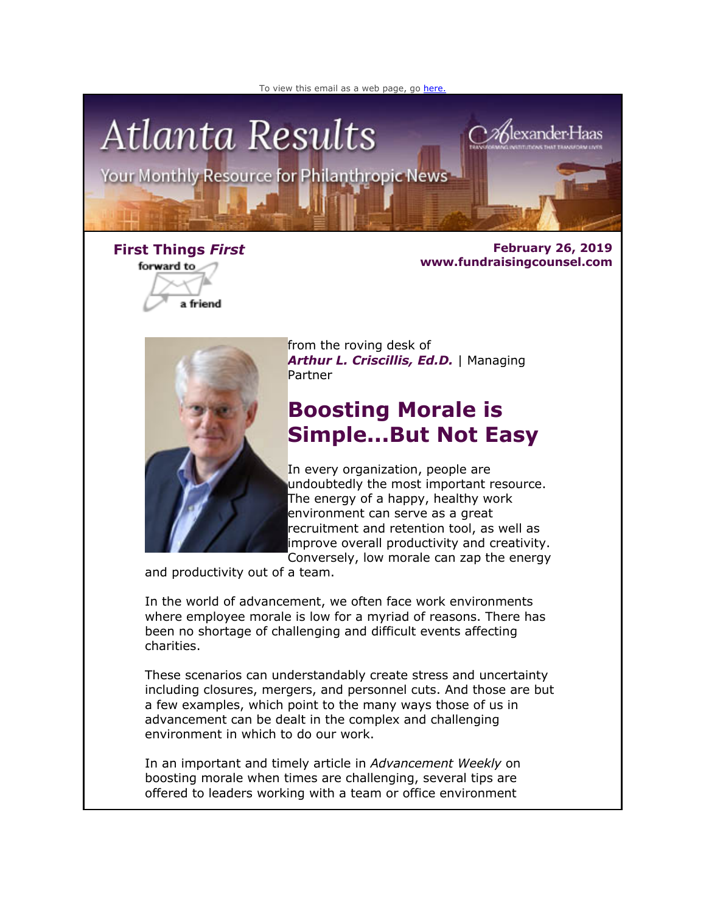To view this email as a web page, go here.

# Atlanta Results

Your Monthly Resource for Philanthropic News

**First Things *First***

forward to a friend

**February 26, 2019**
**www.fundraisingcounsel.com**

from the roving desk of
***Arthur L. Criscillis, Ed.D.*** | Managing Partner

## Boosting Morale is Simple...But Not Easy

In every organization, people are undoubtedly the most important resource. The energy of a happy, healthy work environment can serve as a great recruitment and retention tool, as well as improve overall productivity and creativity. Conversely, low morale can zap the energy and productivity out of a team.

In the world of advancement, we often face work environments where employee morale is low for a myriad of reasons. There has been no shortage of challenging and difficult events affecting charities.

These scenarios can understandably create stress and uncertainty including closures, mergers, and personnel cuts. And those are but a few examples, which point to the many ways those of us in advancement can be dealt in the complex and challenging environment in which to do our work.

In an important and timely article in *Advancement Weekly* on boosting morale when times are challenging, several tips are offered to leaders working with a team or office environment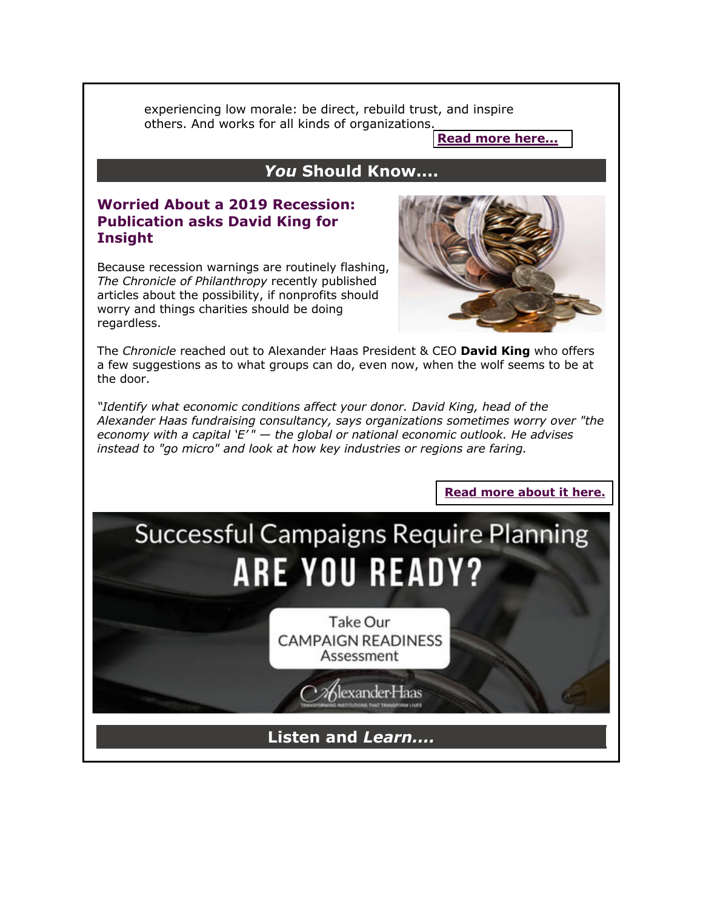experiencing low morale: be direct, rebuild trust, and inspire others. And works for all kinds of organizations.

**Read more here...**

## *You* Should Know....

### Worried About a 2019 Recession: Publication asks David King for Insight

Because recession warnings are routinely flashing, *The Chronicle of Philanthropy* recently published articles about the possibility, if nonprofits should worry and things charities should be doing regardless.

The *Chronicle* reached out to Alexander Haas President & CEO **David King** who offers a few suggestions as to what groups can do, even now, when the wolf seems to be at the door.

*"Identify what economic conditions affect your donor. David King, head of the Alexander Haas fundraising consultancy, says organizations sometimes worry over "the economy with a capital 'E' " — the global or national economic outlook. He advises instead to "go micro" and look at how key industries or regions are faring.*

**Read more about it here.**

Successful Campaigns Require Planning

ARE YOU READY?

Take Our CAMPAIGN READINESS Assessment

Alexander Haas

TRANSFORMING INSTITUTIONS THAT TRANSFORM LIVES

## Listen and *Learn....*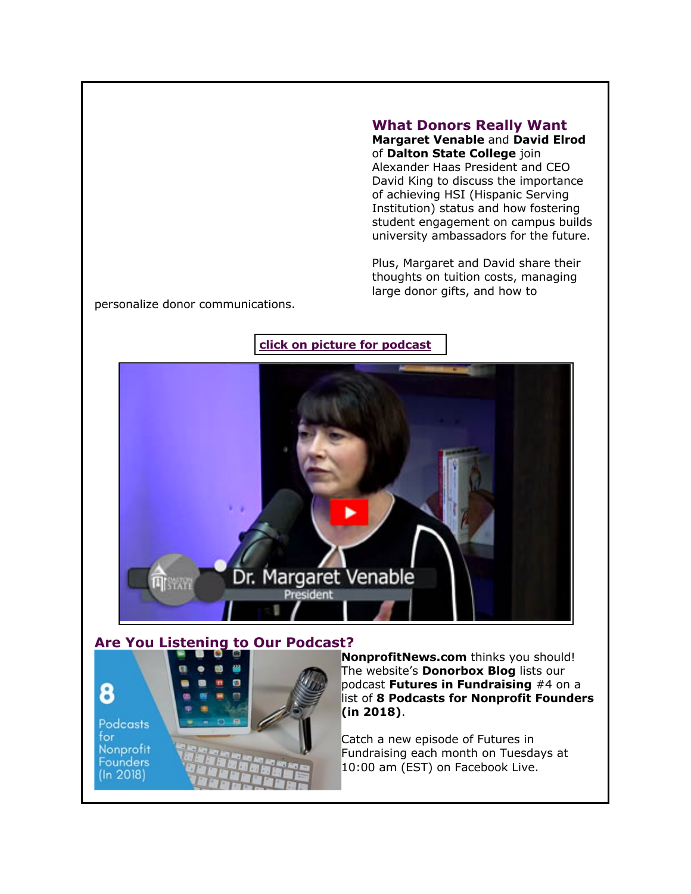## What Donors Really Want

**Margaret Venable** and **David Elrod** of **Dalton State College** join Alexander Haas President and CEO David King to discuss the importance of achieving HSI (Hispanic Serving Institution) status and how fostering student engagement on campus builds university ambassadors for the future.

Plus, Margaret and David share their thoughts on tuition costs, managing large donor gifts, and how to personalize donor communications.

**click on picture for podcast**

## Are You Listening to Our Podcast?

**NonprofitNews.com** thinks you should! The website's **Donorbox Blog** lists our podcast **Futures in Fundraising** #4 on a list of **8 Podcasts for Nonprofit Founders (in 2018)**.

Catch a new episode of Futures in Fundraising each month on Tuesdays at 10:00 am (EST) on Facebook Live.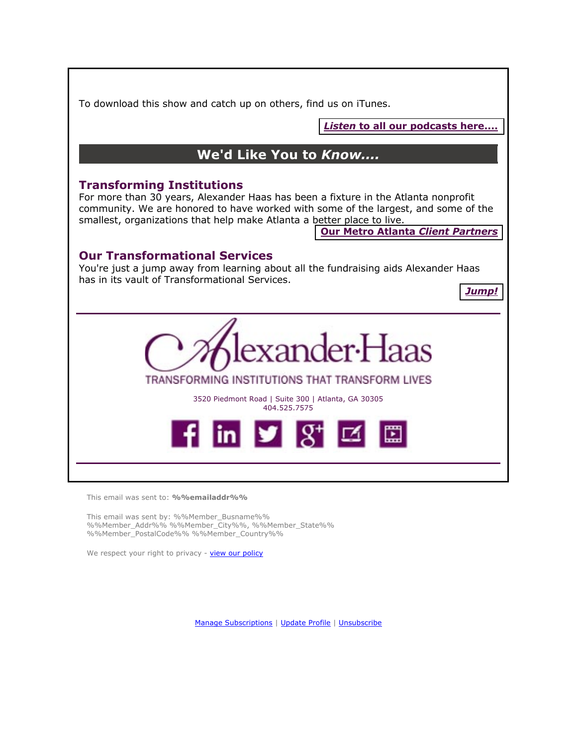To download this show and catch up on others, find us on iTunes.

***Listen* to all our podcasts here....**

## We'd Like You to *Know*....

### Transforming Institutions

For more than 30 years, Alexander Haas has been a fixture in the Atlanta nonprofit community. We are honored to have worked with some of the largest, and some of the smallest, organizations that help make Atlanta a better place to live.

**Our Metro Atlanta *Client Partners***

### Our Transformational Services

You're just a jump away from learning about all the fundraising aids Alexander Haas has in its vault of Transformational Services.

***Jump!***

---

Alexander Haas

TRANSFORMING INSTITUTIONS THAT TRANSFORM LIVES

3520 Piedmont Road | Suite 300 | Atlanta, GA 30305
404.525.7575

---

This email was sent to: **%%emailaddr%%**

This email was sent by: %%Member_Busname%%
%%Member_Addr%% %%Member_City%%, %%Member_State%%
%%Member_PostalCode%% %%Member_Country%%

We respect your right to privacy - view our policy

Manage Subscriptions | Update Profile | Unsubscribe